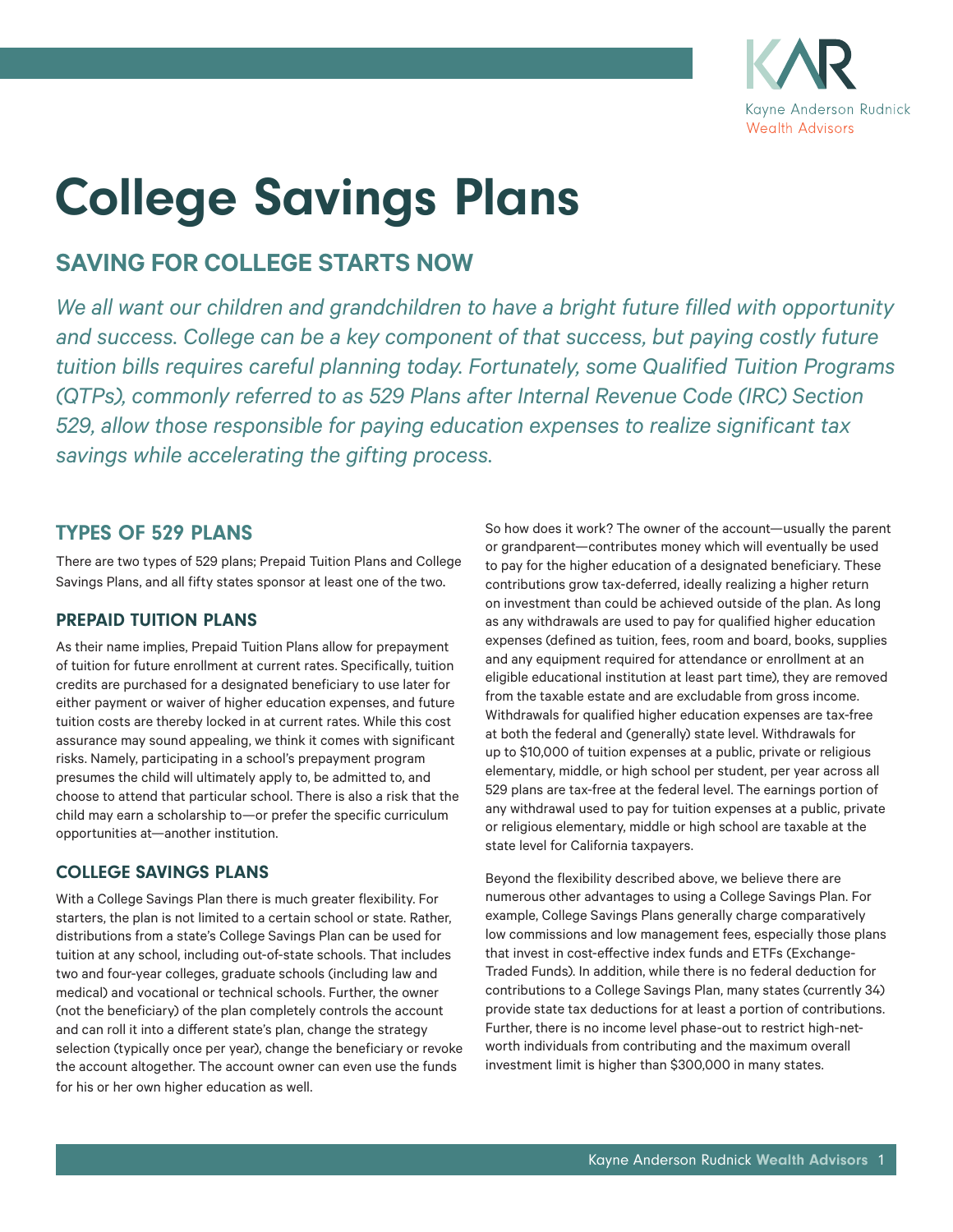# College Savings Plans

## SAVING FOR COLLEGE STARTS NOW

*We all want our children and grandchildren to have a bright future filled with opportunity and success. College can be a key component of that success, but paying costly future tuition bills requires careful planning today. Fortunately, some Qualified Tuition Programs (QTPs), commonly referred to as 529 Plans after Internal Revenue Code (IRC) Section 529, allow those responsible for paying education expenses to realize significant tax savings while accelerating the gifting process.*

## TYPES OF 529 PLANS

There are two types of 529 plans; Prepaid Tuition Plans and College Savings Plans, and all fifty states sponsor at least one of the two.

### PREPAID TUITION PLANS

As their name implies, Prepaid Tuition Plans allow for prepayment of tuition for future enrollment at current rates. Specifically, tuition credits are purchased for a designated beneficiary to use later for either payment or waiver of higher education expenses, and future tuition costs are thereby locked in at current rates. While this cost assurance may sound appealing, we think it comes with significant risks. Namely, participating in a school's prepayment program presumes the child will ultimately apply to, be admitted to, and choose to attend that particular school. There is also a risk that the child may earn a scholarship to—or prefer the specific curriculum opportunities at—another institution.

### COLLEGE SAVINGS PLANS

With a College Savings Plan there is much greater flexibility. For starters, the plan is not limited to a certain school or state. Rather, distributions from a state's College Savings Plan can be used for tuition at any school, including out-of-state schools. That includes two and four-year colleges, graduate schools (including law and medical) and vocational or technical schools. Further, the owner (not the beneficiary) of the plan completely controls the account and can roll it into a different state's plan, change the strategy selection (typically once per year), change the beneficiary or revoke the account altogether. The account owner can even use the funds for his or her own higher education as well.

So how does it work? The owner of the account—usually the parent or grandparent—contributes money which will eventually be used to pay for the higher education of a designated beneficiary. These contributions grow tax-deferred, ideally realizing a higher return on investment than could be achieved outside of the plan. As long as any withdrawals are used to pay for qualified higher education expenses (defined as tuition, fees, room and board, books, supplies and any equipment required for attendance or enrollment at an eligible educational institution at least part time), they are removed from the taxable estate and are excludable from gross income. Withdrawals for qualified higher education expenses are tax-free at both the federal and (generally) state level. Withdrawals for up to $10,000 of tuition expenses at a public, private or religious elementary, middle, or high school per student, per year across all 529 plans are tax-free at the federal level. The earnings portion of any withdrawal used to pay for tuition expenses at a public, private or religious elementary, middle or high school are taxable at the state level for California taxpayers.

Beyond the flexibility described above, we believe there are numerous other advantages to using a College Savings Plan. For example, College Savings Plans generally charge comparatively low commissions and low management fees, especially those plans that invest in cost-effective index funds and ETFs (Exchange-Traded Funds). In addition, while there is no federal deduction for contributions to a College Savings Plan, many states (currently 34) provide state tax deductions for at least a portion of contributions. Further, there is no income level phase-out to restrict high-net-worth individuals from contributing and the maximum overall investment limit is higher than $300,000 in many states.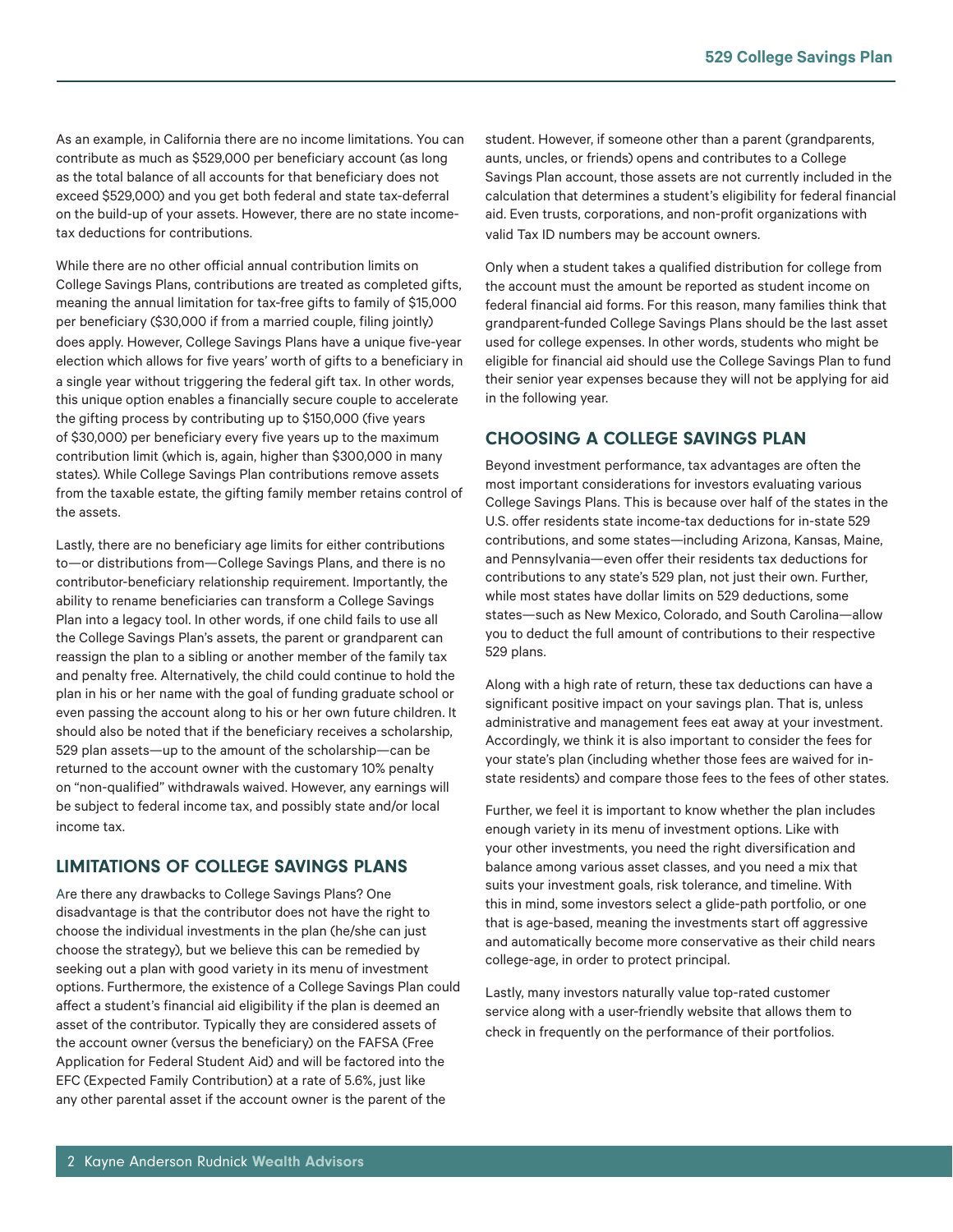As an example, in California there are no income limitations. You can contribute as much as $529,000 per beneficiary account (as long as the total balance of all accounts for that beneficiary does not exceed $529,000) and you get both federal and state tax-deferral on the build-up of your assets. However, there are no state income-tax deductions for contributions.

While there are no other official annual contribution limits on College Savings Plans, contributions are treated as completed gifts, meaning the annual limitation for tax-free gifts to family of $15,000 per beneficiary ($30,000 if from a married couple, filing jointly) does apply. However, College Savings Plans have a unique five-year election which allows for five years' worth of gifts to a beneficiary in a single year without triggering the federal gift tax. In other words, this unique option enables a financially secure couple to accelerate the gifting process by contributing up to $150,000 (five years of $30,000) per beneficiary every five years up to the maximum contribution limit (which is, again, higher than $300,000 in many states). While College Savings Plan contributions remove assets from the taxable estate, the gifting family member retains control of the assets.

Lastly, there are no beneficiary age limits for either contributions to—or distributions from—College Savings Plans, and there is no contributor-beneficiary relationship requirement. Importantly, the ability to rename beneficiaries can transform a College Savings Plan into a legacy tool. In other words, if one child fails to use all the College Savings Plan's assets, the parent or grandparent can reassign the plan to a sibling or another member of the family tax and penalty free. Alternatively, the child could continue to hold the plan in his or her name with the goal of funding graduate school or even passing the account along to his or her own future children. It should also be noted that if the beneficiary receives a scholarship, 529 plan assets—up to the amount of the scholarship—can be returned to the account owner with the customary 10% penalty on "non-qualified" withdrawals waived. However, any earnings will be subject to federal income tax, and possibly state and/or local income tax.

## LIMITATIONS OF COLLEGE SAVINGS PLANS

Are there any drawbacks to College Savings Plans? One disadvantage is that the contributor does not have the right to choose the individual investments in the plan (he/she can just choose the strategy), but we believe this can be remedied by seeking out a plan with good variety in its menu of investment options. Furthermore, the existence of a College Savings Plan could affect a student's financial aid eligibility if the plan is deemed an asset of the contributor. Typically they are considered assets of the account owner (versus the beneficiary) on the FAFSA (Free Application for Federal Student Aid) and will be factored into the EFC (Expected Family Contribution) at a rate of 5.6%, just like any other parental asset if the account owner is the parent of the student. However, if someone other than a parent (grandparents, aunts, uncles, or friends) opens and contributes to a College Savings Plan account, those assets are not currently included in the calculation that determines a student's eligibility for federal financial aid. Even trusts, corporations, and non-profit organizations with valid Tax ID numbers may be account owners.

Only when a student takes a qualified distribution for college from the account must the amount be reported as student income on federal financial aid forms. For this reason, many families think that grandparent-funded College Savings Plans should be the last asset used for college expenses. In other words, students who might be eligible for financial aid should use the College Savings Plan to fund their senior year expenses because they will not be applying for aid in the following year.

## CHOOSING A COLLEGE SAVINGS PLAN

Beyond investment performance, tax advantages are often the most important considerations for investors evaluating various College Savings Plans. This is because over half of the states in the U.S. offer residents state income-tax deductions for in-state 529 contributions, and some states—including Arizona, Kansas, Maine, and Pennsylvania—even offer their residents tax deductions for contributions to any state's 529 plan, not just their own. Further, while most states have dollar limits on 529 deductions, some states—such as New Mexico, Colorado, and South Carolina—allow you to deduct the full amount of contributions to their respective 529 plans.

Along with a high rate of return, these tax deductions can have a significant positive impact on your savings plan. That is, unless administrative and management fees eat away at your investment. Accordingly, we think it is also important to consider the fees for your state's plan (including whether those fees are waived for in-state residents) and compare those fees to the fees of other states.

Further, we feel it is important to know whether the plan includes enough variety in its menu of investment options. Like with your other investments, you need the right diversification and balance among various asset classes, and you need a mix that suits your investment goals, risk tolerance, and timeline. With this in mind, some investors select a glide-path portfolio, or one that is age-based, meaning the investments start off aggressive and automatically become more conservative as their child nears college-age, in order to protect principal.

Lastly, many investors naturally value top-rated customer service along with a user-friendly website that allows them to check in frequently on the performance of their portfolios.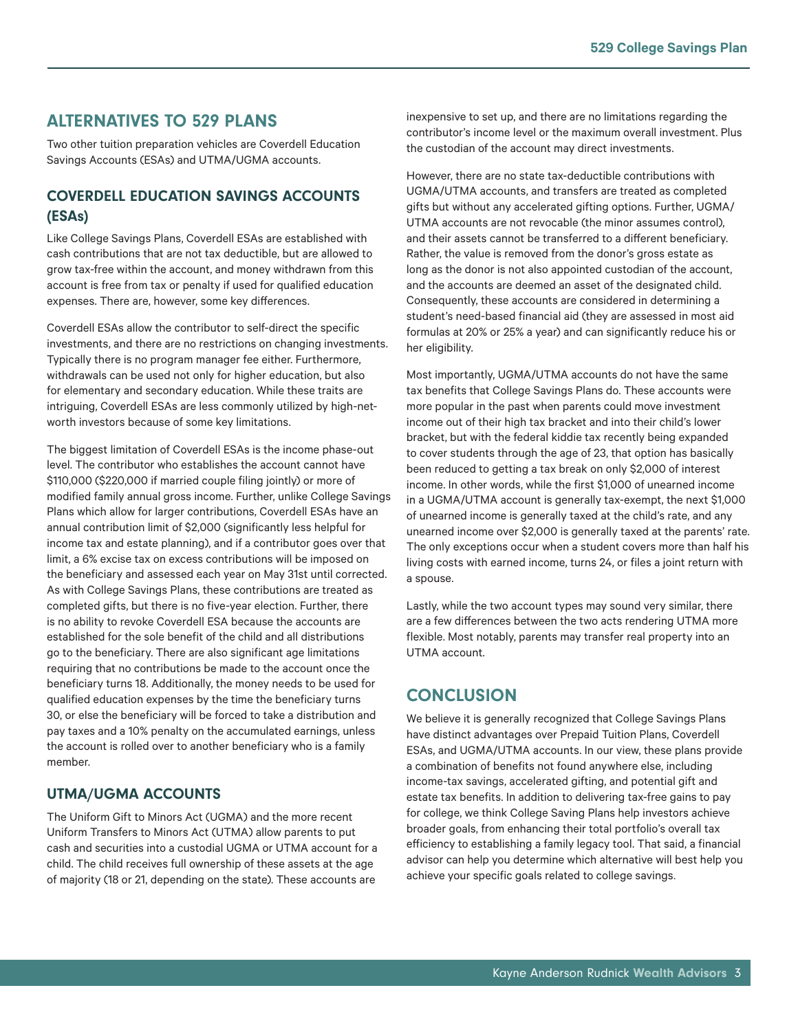## ALTERNATIVES TO 529 PLANS

Two other tuition preparation vehicles are Coverdell Education Savings Accounts (ESAs) and UTMA/UGMA accounts.

### COVERDELL EDUCATION SAVINGS ACCOUNTS (ESAs)

Like College Savings Plans, Coverdell ESAs are established with cash contributions that are not tax deductible, but are allowed to grow tax-free within the account, and money withdrawn from this account is free from tax or penalty if used for qualified education expenses. There are, however, some key differences.

Coverdell ESAs allow the contributor to self-direct the specific investments, and there are no restrictions on changing investments. Typically there is no program manager fee either. Furthermore, withdrawals can be used not only for higher education, but also for elementary and secondary education. While these traits are intriguing, Coverdell ESAs are less commonly utilized by high-net-worth investors because of some key limitations.

The biggest limitation of Coverdell ESAs is the income phase-out level. The contributor who establishes the account cannot have $110,000 ($220,000 if married couple filing jointly) or more of modified family annual gross income. Further, unlike College Savings Plans which allow for larger contributions, Coverdell ESAs have an annual contribution limit of $2,000 (significantly less helpful for income tax and estate planning), and if a contributor goes over that limit, a 6% excise tax on excess contributions will be imposed on the beneficiary and assessed each year on May 31st until corrected. As with College Savings Plans, these contributions are treated as completed gifts, but there is no five-year election. Further, there is no ability to revoke Coverdell ESA because the accounts are established for the sole benefit of the child and all distributions go to the beneficiary. There are also significant age limitations requiring that no contributions be made to the account once the beneficiary turns 18. Additionally, the money needs to be used for qualified education expenses by the time the beneficiary turns 30, or else the beneficiary will be forced to take a distribution and pay taxes and a 10% penalty on the accumulated earnings, unless the account is rolled over to another beneficiary who is a family member.

### UTMA/UGMA ACCOUNTS

The Uniform Gift to Minors Act (UGMA) and the more recent Uniform Transfers to Minors Act (UTMA) allow parents to put cash and securities into a custodial UGMA or UTMA account for a child. The child receives full ownership of these assets at the age of majority (18 or 21, depending on the state). These accounts are inexpensive to set up, and there are no limitations regarding the contributor's income level or the maximum overall investment. Plus the custodian of the account may direct investments.

However, there are no state tax-deductible contributions with UGMA/UTMA accounts, and transfers are treated as completed gifts but without any accelerated gifting options. Further, UGMA/UTMA accounts are not revocable (the minor assumes control), and their assets cannot be transferred to a different beneficiary. Rather, the value is removed from the donor's gross estate as long as the donor is not also appointed custodian of the account, and the accounts are deemed an asset of the designated child. Consequently, these accounts are considered in determining a student's need-based financial aid (they are assessed in most aid formulas at 20% or 25% a year) and can significantly reduce his or her eligibility.

Most importantly, UGMA/UTMA accounts do not have the same tax benefits that College Savings Plans do. These accounts were more popular in the past when parents could move investment income out of their high tax bracket and into their child's lower bracket, but with the federal kiddie tax recently being expanded to cover students through the age of 23, that option has basically been reduced to getting a tax break on only $2,000 of interest income. In other words, while the first $1,000 of unearned income in a UGMA/UTMA account is generally tax-exempt, the next $1,000 of unearned income is generally taxed at the child's rate, and any unearned income over $2,000 is generally taxed at the parents' rate. The only exceptions occur when a student covers more than half his living costs with earned income, turns 24, or files a joint return with a spouse.

Lastly, while the two account types may sound very similar, there are a few differences between the two acts rendering UTMA more flexible. Most notably, parents may transfer real property into an UTMA account.

## CONCLUSION

We believe it is generally recognized that College Savings Plans have distinct advantages over Prepaid Tuition Plans, Coverdell ESAs, and UGMA/UTMA accounts. In our view, these plans provide a combination of benefits not found anywhere else, including income-tax savings, accelerated gifting, and potential gift and estate tax benefits. In addition to delivering tax-free gains to pay for college, we think College Saving Plans help investors achieve broader goals, from enhancing their total portfolio's overall tax efficiency to establishing a family legacy tool. That said, a financial advisor can help you determine which alternative will best help you achieve your specific goals related to college savings.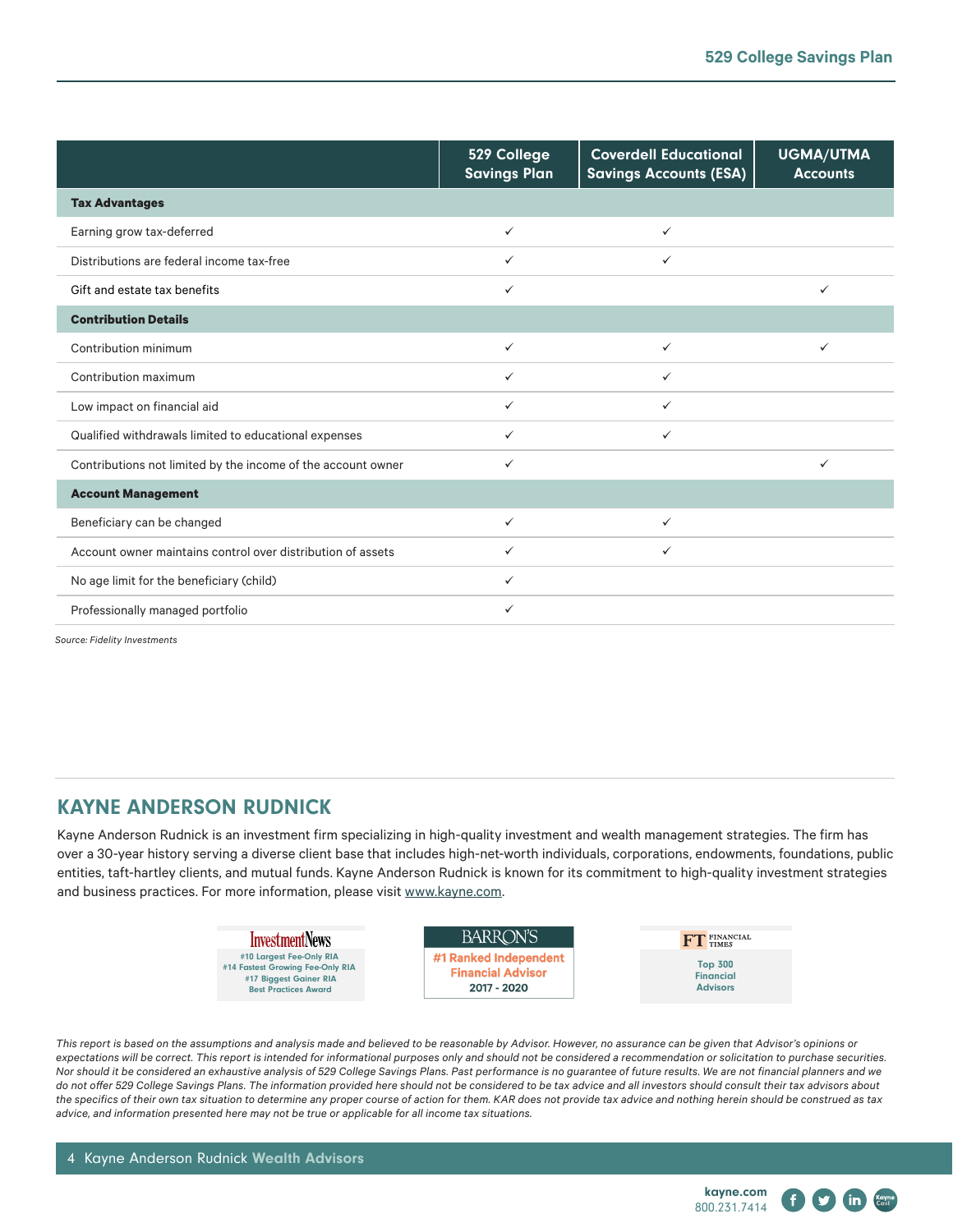| | 529 College Savings Plan | Coverdell Educational Savings Accounts (ESA) | UGMA/UTMA Accounts |
|---|---|---|---|
| **Tax Advantages** | | | |
| Earning grow tax-deferred | ✓ | ✓ | |
| Distributions are federal income tax-free | ✓ | ✓ | |
| Gift and estate tax benefits | ✓ | | ✓ |
| **Contribution Details** | | | |
| Contribution minimum | ✓ | ✓ | ✓ |
| Contribution maximum | ✓ | ✓ | |
| Low impact on financial aid | ✓ | ✓ | |
| Qualified withdrawals limited to educational expenses | ✓ | ✓ | |
| Contributions not limited by the income of the account owner | ✓ | | ✓ |
| **Account Management** | | | |
| Beneficiary can be changed | ✓ | ✓ | |
| Account owner maintains control over distribution of assets | ✓ | ✓ | |
| No age limit for the beneficiary (child) | ✓ | | |
| Professionally managed portfolio | ✓ | | |

*Source: Fidelity Investments*

## KAYNE ANDERSON RUDNICK

Kayne Anderson Rudnick is an investment firm specializing in high-quality investment and wealth management strategies. The firm has over a 30-year history serving a diverse client base that includes high-net-worth individuals, corporations, endowments, foundations, public entities, taft-hartley clients, and mutual funds. Kayne Anderson Rudnick is known for its commitment to high-quality investment strategies and business practices. For more information, please visit www.kayne.com.

InvestmentNews
#10 Largest Fee-Only RIA
#14 Fastest Growing Fee-Only RIA
#17 Biggest Gainer RIA
Best Practices Award

BARRON'S
#1 Ranked Independent Financial Advisor
2017 - 2020

FT FINANCIAL TIMES
Top 300 Financial Advisors

*This report is based on the assumptions and analysis made and believed to be reasonable by Advisor. However, no assurance can be given that Advisor's opinions or expectations will be correct. This report is intended for informational purposes only and should not be considered a recommendation or solicitation to purchase securities. Nor should it be considered an exhaustive analysis of 529 College Savings Plans. Past performance is no guarantee of future results. We are not financial planners and we do not offer 529 College Savings Plans. The information provided here should not be considered to be tax advice and all investors should consult their tax advisors about the specifics of their own tax situation to determine any proper course of action for them. KAR does not provide tax advice and nothing herein should be construed as tax advice, and information presented here may not be true or applicable for all income tax situations.*

kayne.com
800.231.7414